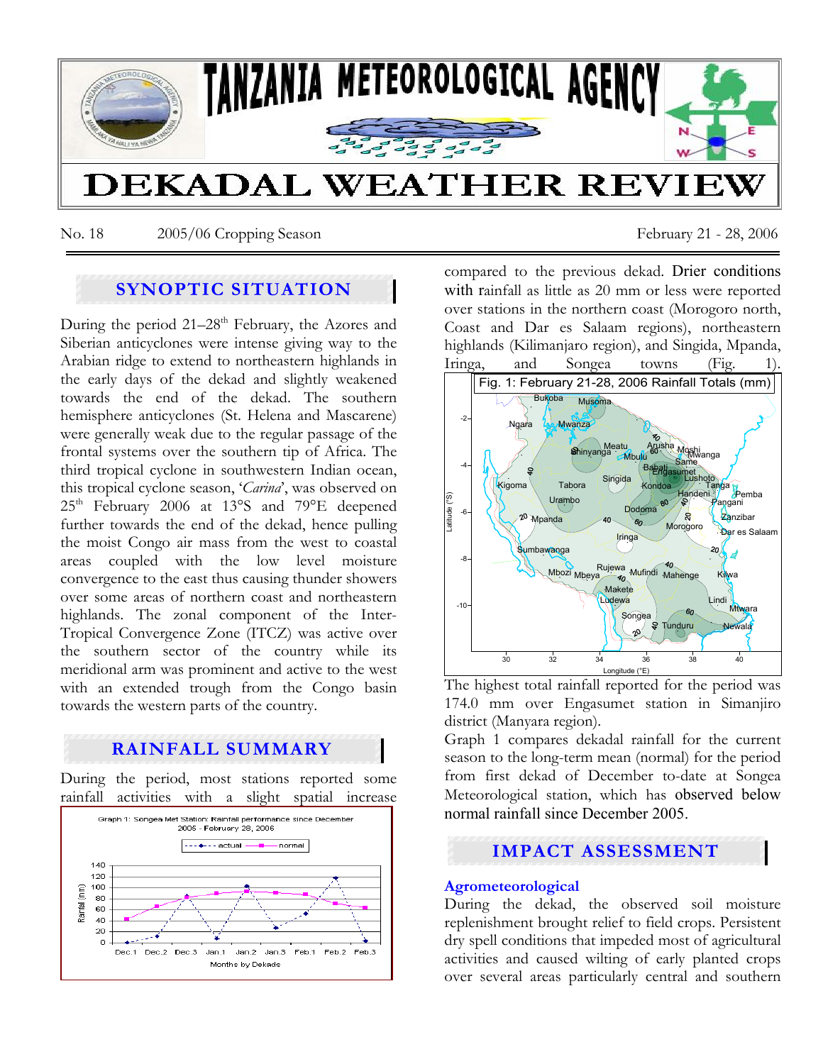# TANZANIA METEOROLOGICAL AGENCY

# DEKADAL WEATHER REVIEW

No. 18 2005/06 Cropping Season February 21 - 28, 2006

## SYNOPTIC SITUATION

During the period 21–28th February, the Azores and Siberian anticyclones were intense giving way to the Arabian ridge to extend to northeastern highlands in the early days of the dekad and slightly weakened towards the end of the dekad. The southern hemisphere anticyclones (St. Helena and Mascarene) were generally weak due to the regular passage of the frontal systems over the southern tip of Africa. The third tropical cyclone in southwestern Indian ocean, this tropical cyclone season, '*Carina*', was observed on 25th February 2006 at 13°S and 79°E deepened further towards the end of the dekad, hence pulling the moist Congo air mass from the west to coastal areas coupled with the low level moisture convergence to the east thus causing thunder showers over some areas of northern coast and northeastern highlands. The zonal component of the Inter-Tropical Convergence Zone (ITCZ) was active over the southern sector of the country while its meridional arm was prominent and active to the west with an extended trough from the Congo basin towards the western parts of the country.

## RAINFALL SUMMARY

During the period, most stations reported some rainfall activities with a slight spatial increase compared to the previous dekad. Drier conditions with rainfall as little as 20 mm or less were reported over stations in the northern coast (Morogoro north, Coast and Dar es Salaam regions), northeastern highlands (Kilimanjaro region), and Singida, Mpanda, Iringa, and Songea towns (Fig. 1).

Graph 1: Songea Met Station: Rainfall performance since December 2005 - February 28, 2006

Fig. 1: February 21-28, 2006 Rainfall Totals (mm)

The highest total rainfall reported for the period was 174.0 mm over Engasumet station in Simanjiro district (Manyara region).

Graph 1 compares dekadal rainfall for the current season to the long-term mean (normal) for the period from first dekad of December to-date at Songea Meteorological station, which has observed below normal rainfall since December 2005.

## IMPACT ASSESSMENT

### Agrometeorological

During the dekad, the observed soil moisture replenishment brought relief to field crops. Persistent dry spell conditions that impeded most of agricultural activities and caused wilting of early planted crops over several areas particularly central and southern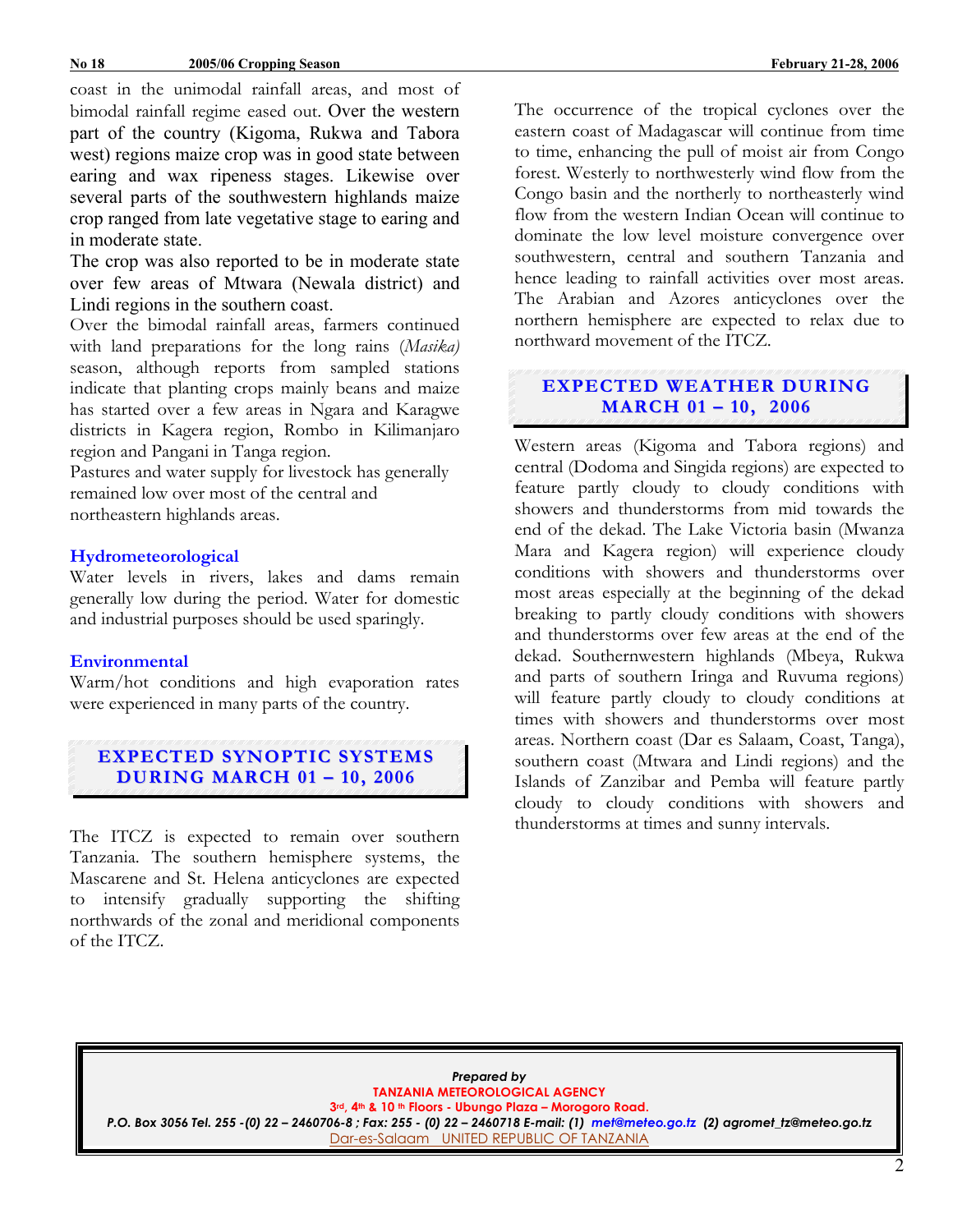coast in the unimodal rainfall areas, and most of bimodal rainfall regime eased out. Over the western part of the country (Kigoma, Rukwa and Tabora west) regions maize crop was in good state between earing and wax ripeness stages. Likewise over several parts of the southwestern highlands maize crop ranged from late vegetative stage to earing and in moderate state.

The crop was also reported to be in moderate state over few areas of Mtwara (Newala district) and Lindi regions in the southern coast.

Over the bimodal rainfall areas, farmers continued with land preparations for the long rains (*Masika)* season, although reports from sampled stations indicate that planting crops mainly beans and maize has started over a few areas in Ngara and Karagwe districts in Kagera region, Rombo in Kilimanjaro region and Pangani in Tanga region.

Pastures and water supply for livestock has generally remained low over most of the central and northeastern highlands areas.

### Hydrometeorological

Water levels in rivers, lakes and dams remain generally low during the period. Water for domestic and industrial purposes should be used sparingly.

### Environmental

Warm/hot conditions and high evaporation rates were experienced in many parts of the country.

## EXPECTED SYNOPTIC SYSTEMS DURING MARCH 01 – 10, 2006

The ITCZ is expected to remain over southern Tanzania. The southern hemisphere systems, the Mascarene and St. Helena anticyclones are expected to intensify gradually supporting the shifting northwards of the zonal and meridional components of the ITCZ.

The occurrence of the tropical cyclones over the eastern coast of Madagascar will continue from time to time, enhancing the pull of moist air from Congo forest. Westerly to northwesterly wind flow from the Congo basin and the northerly to northeasterly wind flow from the western Indian Ocean will continue to dominate the low level moisture convergence over southwestern, central and southern Tanzania and hence leading to rainfall activities over most areas. The Arabian and Azores anticyclones over the northern hemisphere are expected to relax due to northward movement of the ITCZ.

## EXPECTED WEATHER DURING MARCH 01 – 10, 2006

Western areas (Kigoma and Tabora regions) and central (Dodoma and Singida regions) are expected to feature partly cloudy to cloudy conditions with showers and thunderstorms from mid towards the end of the dekad. The Lake Victoria basin (Mwanza Mara and Kagera region) will experience cloudy conditions with showers and thunderstorms over most areas especially at the beginning of the dekad breaking to partly cloudy conditions with showers and thunderstorms over few areas at the end of the dekad. Southernwestern highlands (Mbeya, Rukwa and parts of southern Iringa and Ruvuma regions) will feature partly cloudy to cloudy conditions at times with showers and thunderstorms over most areas. Northern coast (Dar es Salaam, Coast, Tanga), southern coast (Mtwara and Lindi regions) and the Islands of Zanzibar and Pemba will feature partly cloudy to cloudy conditions with showers and thunderstorms at times and sunny intervals.

*Prepared by*
**TANZANIA METEOROLOGICAL AGENCY**
**3rd, 4th & 10th Floors - Ubungo Plaza – Morogoro Road.**
***P.O. Box 3056 Tel. 255 -(0) 22 – 2460706-8 ; Fax: 255 - (0) 22 – 2460718 E-mail: (1) met@meteo.go.tz (2) agromet_tz@meteo.go.tz***
Dar-es-Salaam UNITED REPUBLIC OF TANZANIA